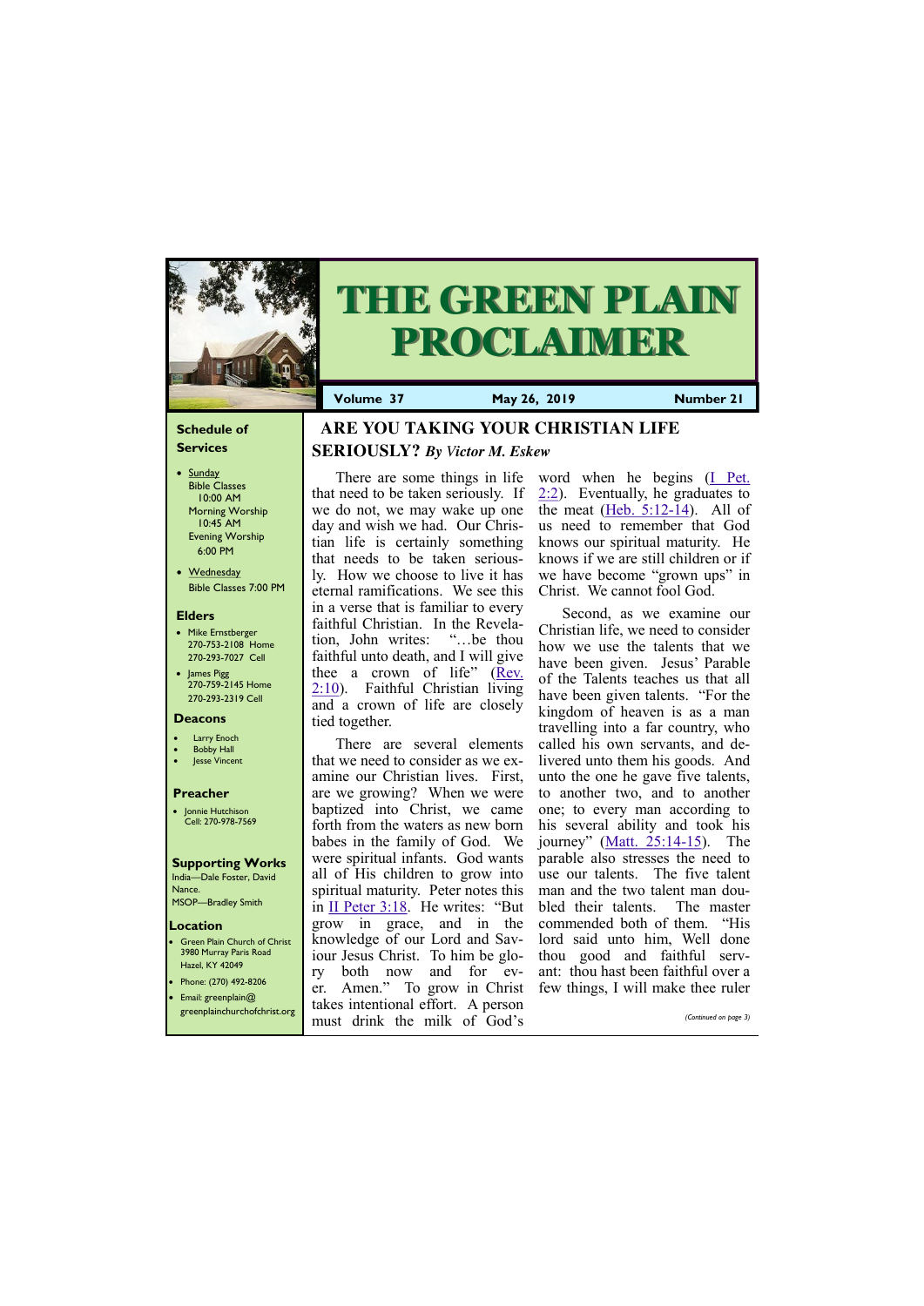# THE GREEN PLAIN PROCLAIMER

**Volume 37** | **May 26, 2019** | **Number 21**

### Schedule of Services

- Sunday
  Bible Classes 10:00 AM
  Morning Worship 10:45 AM
  Evening Worship 6:00 PM
- Wednesday
  Bible Classes 7:00 PM

### Elders

- Mike Ernstberger
  270-753-2108 Home
  270-293-7027 Cell
- James Pigg
  270-759-2145 Home
  270-293-2319 Cell

### Deacons

- Larry Enoch
- Bobby Hall
- Jesse Vincent

### Preacher

- Jonnie Hutchison
  Cell: 270-978-7569

### Supporting Works

India—Dale Foster, David Nance.
MSOP—Bradley Smith

### Location

- Green Plain Church of Christ
  3980 Murray Paris Road
  Hazel, KY 42049
- Phone: (270) 492-8206
- Email: greenplain@greenplainchurchofchrist.org

## ARE YOU TAKING YOUR CHRISTIAN LIFE SERIOUSLY? *By Victor M. Eskew*

There are some things in life that need to be taken seriously. If we do not, we may wake up one day and wish we had. Our Christian life is certainly something that needs to be taken seriously. How we choose to live it has eternal ramifications. We see this in a verse that is familiar to every faithful Christian. In the Revelation, John writes: "…be thou faithful unto death, and I will give thee a crown of life" (Rev. 2:10). Faithful Christian living and a crown of life are closely tied together.

There are several elements that we need to consider as we examine our Christian lives. First, are we growing? When we were baptized into Christ, we came forth from the waters as new born babes in the family of God. We were spiritual infants. God wants all of His children to grow into spiritual maturity. Peter notes this in II Peter 3:18. He writes: "But grow in grace, and in the knowledge of our Lord and Saviour Jesus Christ. To him be glory both now and for ever. Amen." To grow in Christ takes intentional effort. A person must drink the milk of God's word when he begins (I Pet. 2:2). Eventually, he graduates to the meat (Heb. 5:12-14). All of us need to remember that God knows our spiritual maturity. He knows if we are still children or if we have become "grown ups" in Christ. We cannot fool God.

Second, as we examine our Christian life, we need to consider how we use the talents that we have been given. Jesus' Parable of the Talents teaches us that all have been given talents. "For the kingdom of heaven is as a man travelling into a far country, who called his own servants, and delivered unto them his goods. And unto the one he gave five talents, to another two, and to another one; to every man according to his several ability and took his journey" (Matt. 25:14-15). The parable also stresses the need to use our talents. The five talent man and the two talent man doubled their talents. The master commended both of them. "His lord said unto him, Well done thou good and faithful servant: thou hast been faithful over a few things, I will make thee ruler

*(Continued on page 3)*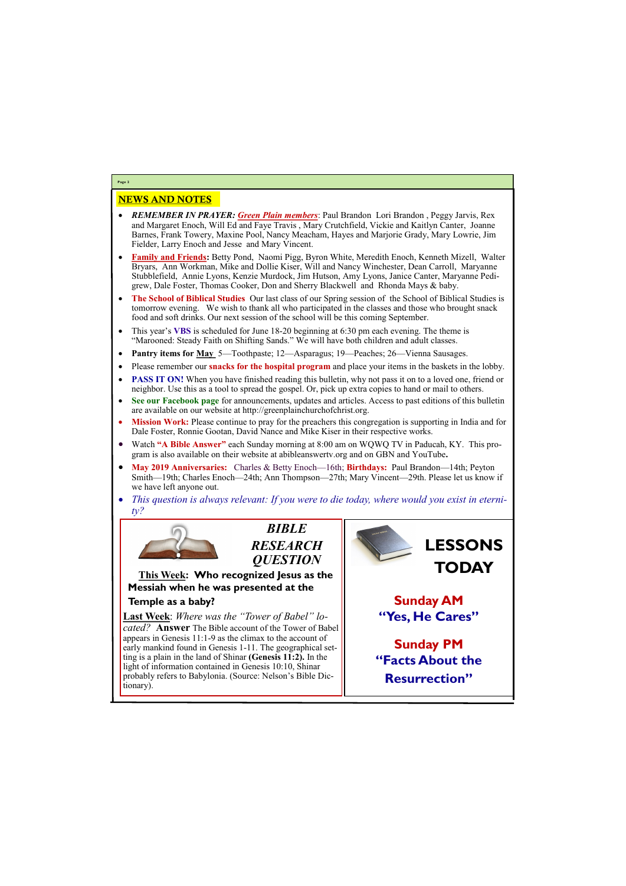## NEWS AND NOTES

- ***REMEMBER IN PRAYER:*** ***Green Plain members***: Paul Brandon Lori Brandon , Peggy Jarvis, Rex and Margaret Enoch, Will Ed and Faye Travis , Mary Crutchfield, Vickie and Kaitlyn Canter, Joanne Barnes, Frank Towery, Maxine Pool, Nancy Meacham, Hayes and Marjorie Grady, Mary Lowrie, Jim Fielder, Larry Enoch and Jesse and Mary Vincent.
- **Family and Friends:** Betty Pond, Naomi Pigg, Byron White, Meredith Enoch, Kenneth Mizell, Walter Bryars, Ann Workman, Mike and Dollie Kiser, Will and Nancy Winchester, Dean Carroll, Maryanne Stubblefield, Annie Lyons, Kenzie Murdock, Jim Hutson, Amy Lyons, Janice Canter, Maryanne Pedigrew, Dale Foster, Thomas Cooker, Don and Sherry Blackwell and Rhonda Mays & baby.
- **The School of Biblical Studies** Our last class of our Spring session of the School of Biblical Studies is tomorrow evening. We wish to thank all who participated in the classes and those who brought snack food and soft drinks. Our next session of the school will be this coming September.
- This year's **VBS** is scheduled for June 18-20 beginning at 6:30 pm each evening. The theme is "Marooned: Steady Faith on Shifting Sands." We will have both children and adult classes.
- **Pantry items for May** 5—Toothpaste; 12—Asparagus; 19—Peaches; 26—Vienna Sausages.
- Please remember our **snacks for the hospital program** and place your items in the baskets in the lobby.
- **PASS IT ON!** When you have finished reading this bulletin, why not pass it on to a loved one, friend or neighbor. Use this as a tool to spread the gospel. Or, pick up extra copies to hand or mail to others.
- **See our Facebook page** for announcements, updates and articles. Access to past editions of this bulletin are available on our website at http://greenplainchurchofchrist.org.
- **Mission Work:** Please continue to pray for the preachers this congregation is supporting in India and for Dale Foster, Ronnie Gootan, David Nance and Mike Kiser in their respective works.
- Watch **"A Bible Answer"** each Sunday morning at 8:00 am on WQWQ TV in Paducah, KY. This program is also available on their website at abibleanswertv.org and on GBN and YouTube**.**
- **May 2019 Anniversaries:** Charles & Betty Enoch—16th; **Birthdays:** Paul Brandon—14th; Peyton Smith—19th; Charles Enoch—24th; Ann Thompson—27th; Mary Vincent—29th. Please let us know if we have left anyone out.
- *This question is always relevant: If you were to die today, where would you exist in eternity?*

### *BIBLE RESEARCH QUESTION*

**This Week: Who recognized Jesus as the Messiah when he was presented at the Temple as a baby?**

**Last Week**: *Where was the "Tower of Babel" located?* **Answer** The Bible account of the Tower of Babel appears in Genesis 11:1-9 as the climax to the account of early mankind found in Genesis 1-11. The geographical setting is a plain in the land of Shinar **(Genesis 11:2).** In the light of information contained in Genesis 10:10, Shinar probably refers to Babylonia. (Source: Nelson's Bible Dictionary).

### LESSONS TODAY

**Sunday AM**
**"Yes, He Cares"**

**Sunday PM**
**"Facts About the Resurrection"**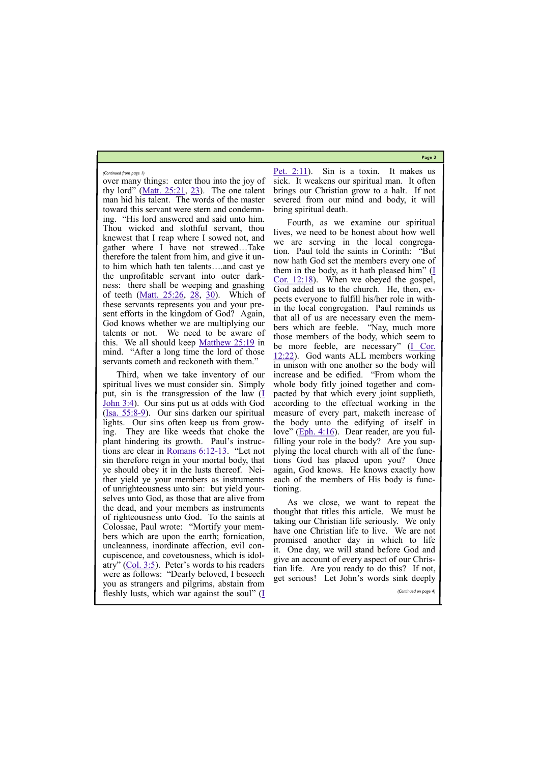*(Continued from page 1)*

over many things: enter thou into the joy of thy lord" (Matt. 25:21, 23). The one talent man hid his talent. The words of the master toward this servant were stern and condemning. "His lord answered and said unto him. Thou wicked and slothful servant, thou knewest that I reap where I sowed not, and gather where I have not strewed…Take therefore the talent from him, and give it unto him which hath ten talents….and cast ye the unprofitable servant into outer darkness: there shall be weeping and gnashing of teeth (Matt. 25:26, 28, 30). Which of these servants represents you and your present efforts in the kingdom of God? Again, God knows whether we are multiplying our talents or not. We need to be aware of this. We all should keep Matthew 25:19 in mind. "After a long time the lord of those servants cometh and reckoneth with them."

Third, when we take inventory of our spiritual lives we must consider sin. Simply put, sin is the transgression of the law (I John 3:4). Our sins put us at odds with God (Isa. 55:8-9). Our sins darken our spiritual lights. Our sins often keep us from growing. They are like weeds that choke the plant hindering its growth. Paul's instructions are clear in Romans 6:12-13. "Let not sin therefore reign in your mortal body, that ye should obey it in the lusts thereof. Neither yield ye your members as instruments of unrighteousness unto sin: but yield yourselves unto God, as those that are alive from the dead, and your members as instruments of righteousness unto God. To the saints at Colossae, Paul wrote: "Mortify your members which are upon the earth; fornication, uncleanness, inordinate affection, evil concupiscence, and covetousness, which is idolatry" (Col. 3:5). Peter's words to his readers were as follows: "Dearly beloved, I beseech you as strangers and pilgrims, abstain from fleshly lusts, which war against the soul" (I Pet. 2:11). Sin is a toxin. It makes us sick. It weakens our spiritual man. It often brings our Christian grow to a halt. If not severed from our mind and body, it will bring spiritual death.

Fourth, as we examine our spiritual lives, we need to be honest about how well we are serving in the local congregation. Paul told the saints in Corinth: "But now hath God set the members every one of them in the body, as it hath pleased him" (I Cor. 12:18). When we obeyed the gospel, God added us to the church. He, then, expects everyone to fulfill his/her role in within the local congregation. Paul reminds us that all of us are necessary even the members which are feeble. "Nay, much more those members of the body, which seem to be more feeble, are necessary" (I Cor. 12:22). God wants ALL members working in unison with one another so the body will increase and be edified. "From whom the whole body fitly joined together and compacted by that which every joint supplieth, according to the effectual working in the measure of every part, maketh increase of the body unto the edifying of itself in love" (Eph. 4:16). Dear reader, are you fulfilling your role in the body? Are you supplying the local church with all of the functions God has placed upon you? Once again, God knows. He knows exactly how each of the members of His body is functioning.

As we close, we want to repeat the thought that titles this article. We must be taking our Christian life seriously. We only have one Christian life to live. We are not promised another day in which to life it. One day, we will stand before God and give an account of every aspect of our Christian life. Are you ready to do this? If not, get serious! Let John's words sink deeply

*(Continued on page 4)*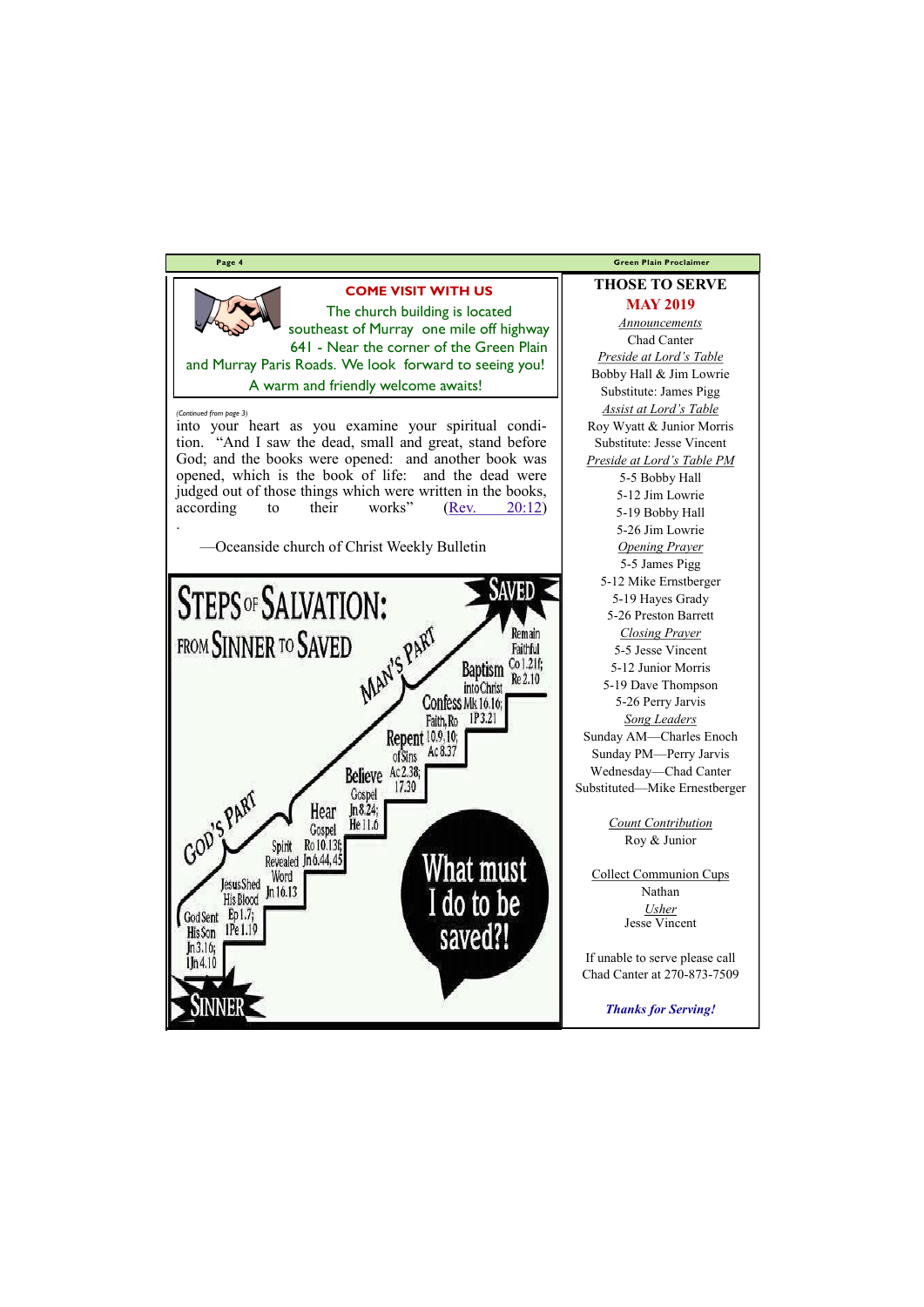## COME VISIT WITH US

The church building is located southeast of Murray one mile off highway 641 - Near the corner of the Green Plain and Murray Paris Roads. We look forward to seeing you!

A warm and friendly welcome awaits!

*(Continued from page 3)*

into your heart as you examine your spiritual condition. "And I saw the dead, small and great, stand before God; and the books were opened: and another book was opened, which is the book of life: and the dead were judged out of those things which were written in the books, according to their works" (Rev. 20:12).

—Oceanside church of Christ Weekly Bulletin

STEPS OF SALVATION:
FROM SINNER TO SAVED

SAVED
MAN'S PART
Remain Faithful Co 1.21f; Re 2.10
Baptism into Christ
Confess Faith, Ro Mk 16.16; 1P 3.21
Repent of Sins 10.9,10; Ac 8.37
Believe Gospel Ac 2.38; 17.30
Hear Gospel Jn 8.24; He 11.6
GOD'S PART
Spirit Revealed Word Ro 10.13f; Jn 6.44,45
Jesus Shed His Blood Jn 16.13
God Sent His Son Ep 1.7; 1Pe 1.19
Jn 3.16; 1Jn 4.10
SINNER

What must I do to be saved?!

## THOSE TO SERVE

## MAY 2019

*Announcements*
Chad Canter

*Preside at Lord's Table*
Bobby Hall & Jim Lowrie
Substitute: James Pigg

*Assist at Lord's Table*
Roy Wyatt & Junior Morris
Substitute: Jesse Vincent

*Preside at Lord's Table PM*
5-5 Bobby Hall
5-12 Jim Lowrie
5-19 Bobby Hall
5-26 Jim Lowrie

*Opening Prayer*
5-5 James Pigg
5-12 Mike Ernstberger
5-19 Hayes Grady
5-26 Preston Barrett

*Closing Prayer*
5-5 Jesse Vincent
5-12 Junior Morris
5-19 Dave Thompson
5-26 Perry Jarvis

*Song Leaders*
Sunday AM—Charles Enoch
Sunday PM—Perry Jarvis
Wednesday—Chad Canter
Substituted—Mike Ernestberger

*Count Contribution*
Roy & Junior

Collect Communion Cups
Nathan

*Usher*
Jesse Vincent

If unable to serve please call Chad Canter at 270-873-7509

***Thanks for Serving!***